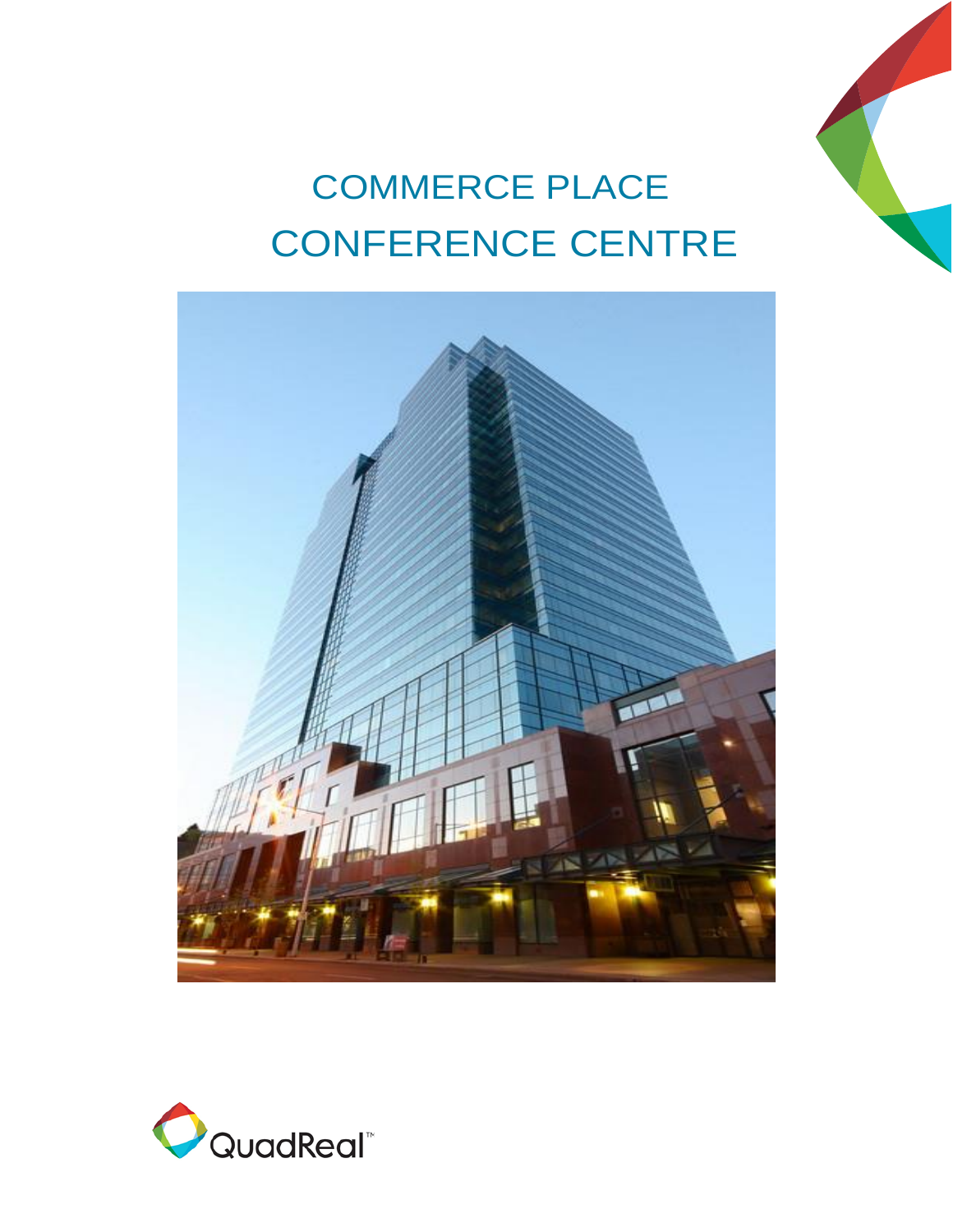# COMMERCE PLACE CONFERENCE CENTRE

QuadReal™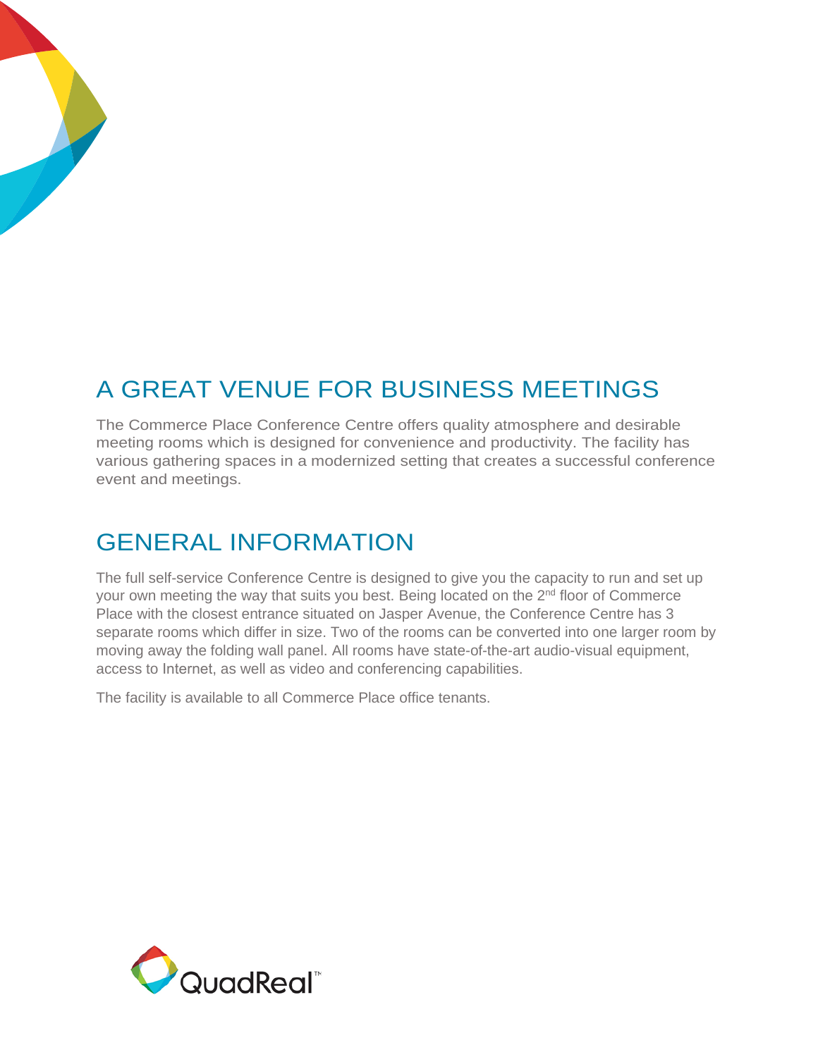# A GREAT VENUE FOR BUSINESS MEETINGS

The Commerce Place Conference Centre offers quality atmosphere and desirable meeting rooms which is designed for convenience and productivity. The facility has various gathering spaces in a modernized setting that creates a successful conference event and meetings.

# GENERAL INFORMATION

The full self-service Conference Centre is designed to give you the capacity to run and set up your own meeting the way that suits you best. Being located on the 2nd floor of Commerce Place with the closest entrance situated on Jasper Avenue, the Conference Centre has 3 separate rooms which differ in size. Two of the rooms can be converted into one larger room by moving away the folding wall panel. All rooms have state-of-the-art audio-visual equipment, access to Internet, as well as video and conferencing capabilities.

The facility is available to all Commerce Place office tenants.

QuadReal™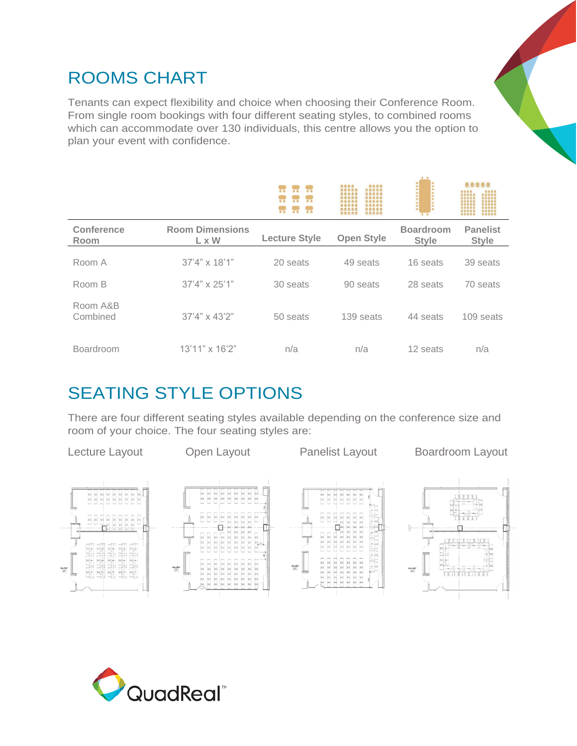## ROOMS CHART

Tenants can expect flexibility and choice when choosing their Conference Room. From single room bookings with four different seating styles, to combined rooms which can accommodate over 130 individuals, this centre allows you the option to plan your event with confidence.

| Conference Room | Room Dimensions L x W | Lecture Style | Open Style | Boardroom Style | Panelist Style |
|---|---|---|---|---|---|
| Room A | 37'4" x 18'1" | 20 seats | 49 seats | 16 seats | 39 seats |
| Room B | 37'4" x 25'1" | 30 seats | 90 seats | 28 seats | 70 seats |
| Room A&B Combined | 37'4" x 43'2" | 50 seats | 139 seats | 44 seats | 109 seats |
| Boardroom | 13'11" x 16'2" | n/a | n/a | 12 seats | n/a |

## SEATING STYLE OPTIONS

There are four different seating styles available depending on the conference size and room of your choice. The four seating styles are:

Lecture Layout

Open Layout

Panelist Layout

Boardroom Layout

QuadReal™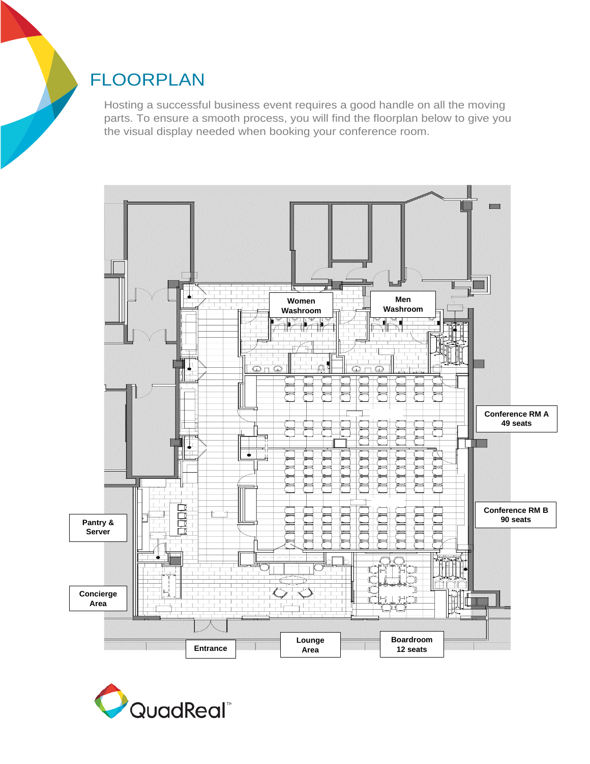# FLOORPLAN

Hosting a successful business event requires a good handle on all the moving parts. To ensure a smooth process, you will find the floorplan below to give you the visual display needed when booking your conference room.

Women Washroom

Men Washroom

Conference RM A
49 seats

Conference RM B
90 seats

Pantry & Server

Concierge Area

Entrance

Lounge Area

Boardroom
12 seats

QuadReal™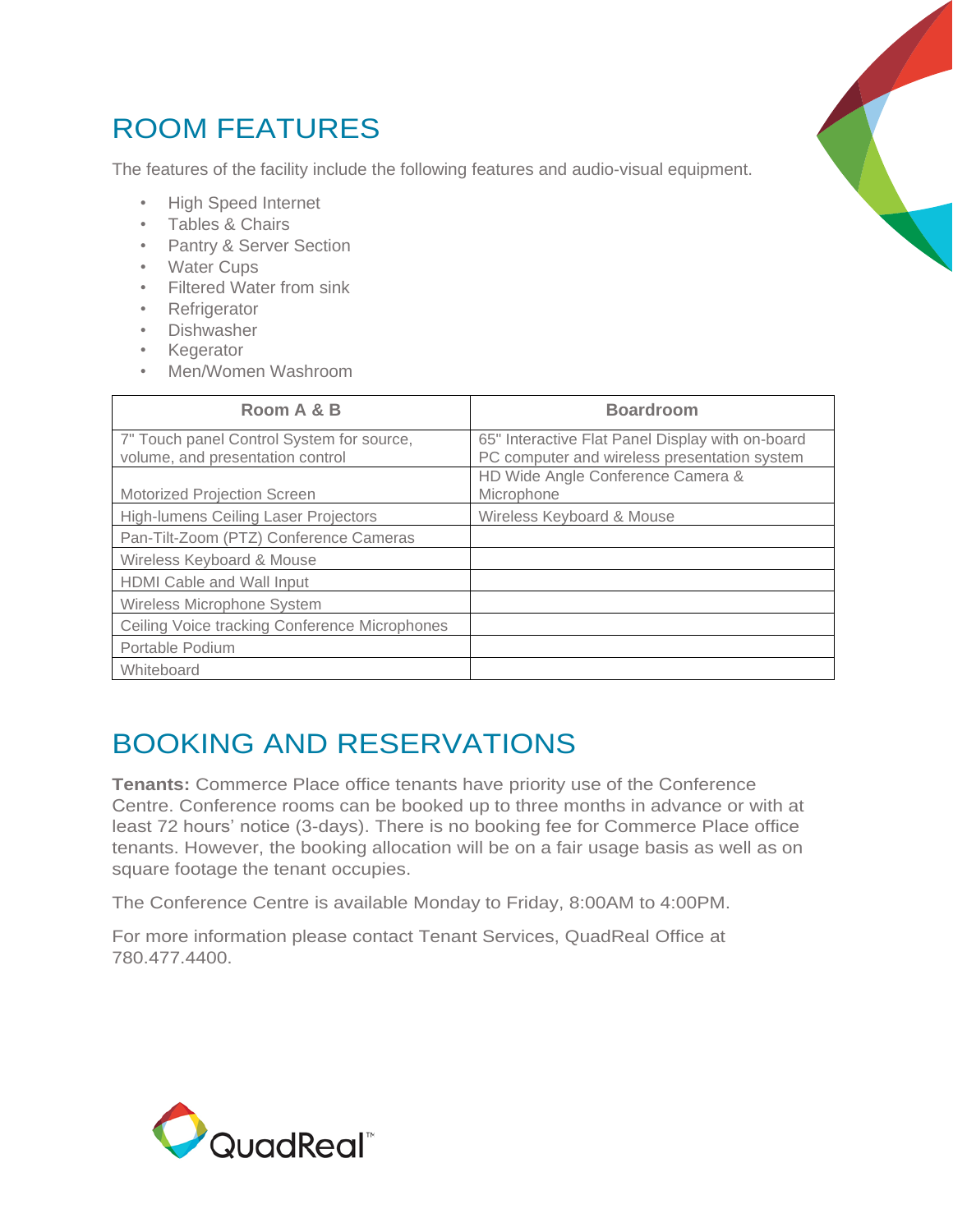## ROOM FEATURES

The features of the facility include the following features and audio-visual equipment.

- High Speed Internet
- Tables & Chairs
- Pantry & Server Section
- Water Cups
- Filtered Water from sink
- Refrigerator
- Dishwasher
- Kegerator
- Men/Women Washroom

| Room A & B | Boardroom |
|---|---|
| 7" Touch panel Control System for source, volume, and presentation control | 65" Interactive Flat Panel Display with on-board PC computer and wireless presentation system |
| Motorized Projection Screen | HD Wide Angle Conference Camera & Microphone |
| High-lumens Ceiling Laser Projectors | Wireless Keyboard & Mouse |
| Pan-Tilt-Zoom (PTZ) Conference Cameras | |
| Wireless Keyboard & Mouse | |
| HDMI Cable and Wall Input | |
| Wireless Microphone System | |
| Ceiling Voice tracking Conference Microphones | |
| Portable Podium | |
| Whiteboard | |

## BOOKING AND RESERVATIONS

**Tenants:** Commerce Place office tenants have priority use of the Conference Centre. Conference rooms can be booked up to three months in advance or with at least 72 hours' notice (3-days). There is no booking fee for Commerce Place office tenants. However, the booking allocation will be on a fair usage basis as well as on square footage the tenant occupies.

The Conference Centre is available Monday to Friday, 8:00AM to 4:00PM.

For more information please contact Tenant Services, QuadReal Office at 780.477.4400.

QuadReal™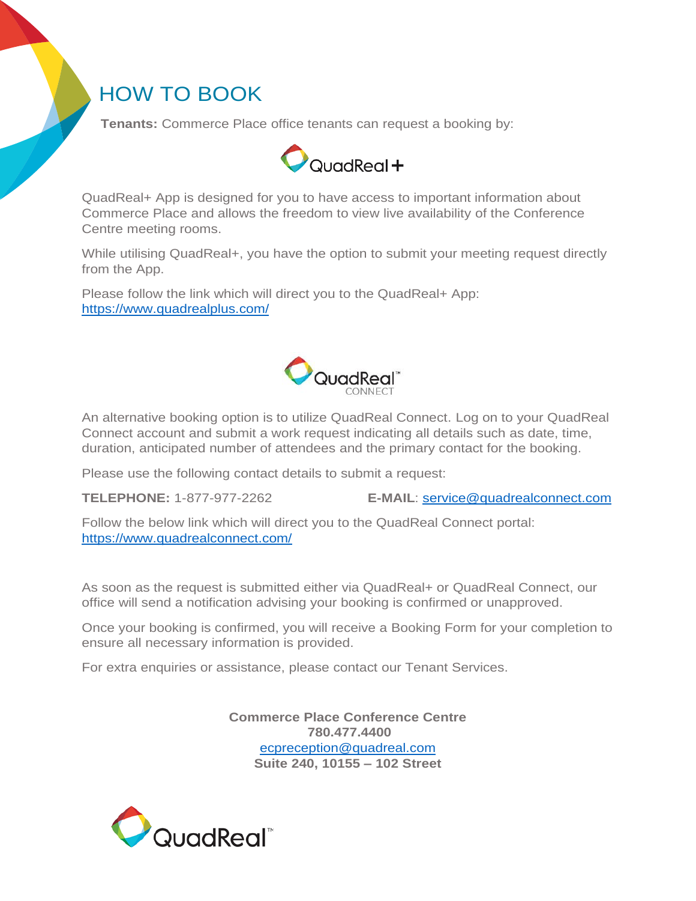# HOW TO BOOK

**Tenants:** Commerce Place office tenants can request a booking by:

QuadReal+

QuadReal+ App is designed for you to have access to important information about Commerce Place and allows the freedom to view live availability of the Conference Centre meeting rooms.

While utilising QuadReal+, you have the option to submit your meeting request directly from the App.

Please follow the link which will direct you to the QuadReal+ App:
https://www.quadrealplus.com/

QuadReal™ CONNECT

An alternative booking option is to utilize QuadReal Connect. Log on to your QuadReal Connect account and submit a work request indicating all details such as date, time, duration, anticipated number of attendees and the primary contact for the booking.

Please use the following contact details to submit a request:

**TELEPHONE:** 1-877-977-2262 **E-MAIL**: service@quadrealconnect.com

Follow the below link which will direct you to the QuadReal Connect portal:
https://www.quadrealconnect.com/

As soon as the request is submitted either via QuadReal+ or QuadReal Connect, our office will send a notification advising your booking is confirmed or unapproved.

Once your booking is confirmed, you will receive a Booking Form for your completion to ensure all necessary information is provided.

For extra enquiries or assistance, please contact our Tenant Services.

**Commerce Place Conference Centre**
**780.477.4400**
ecpreception@quadreal.com
**Suite 240, 10155 – 102 Street**

QuadReal™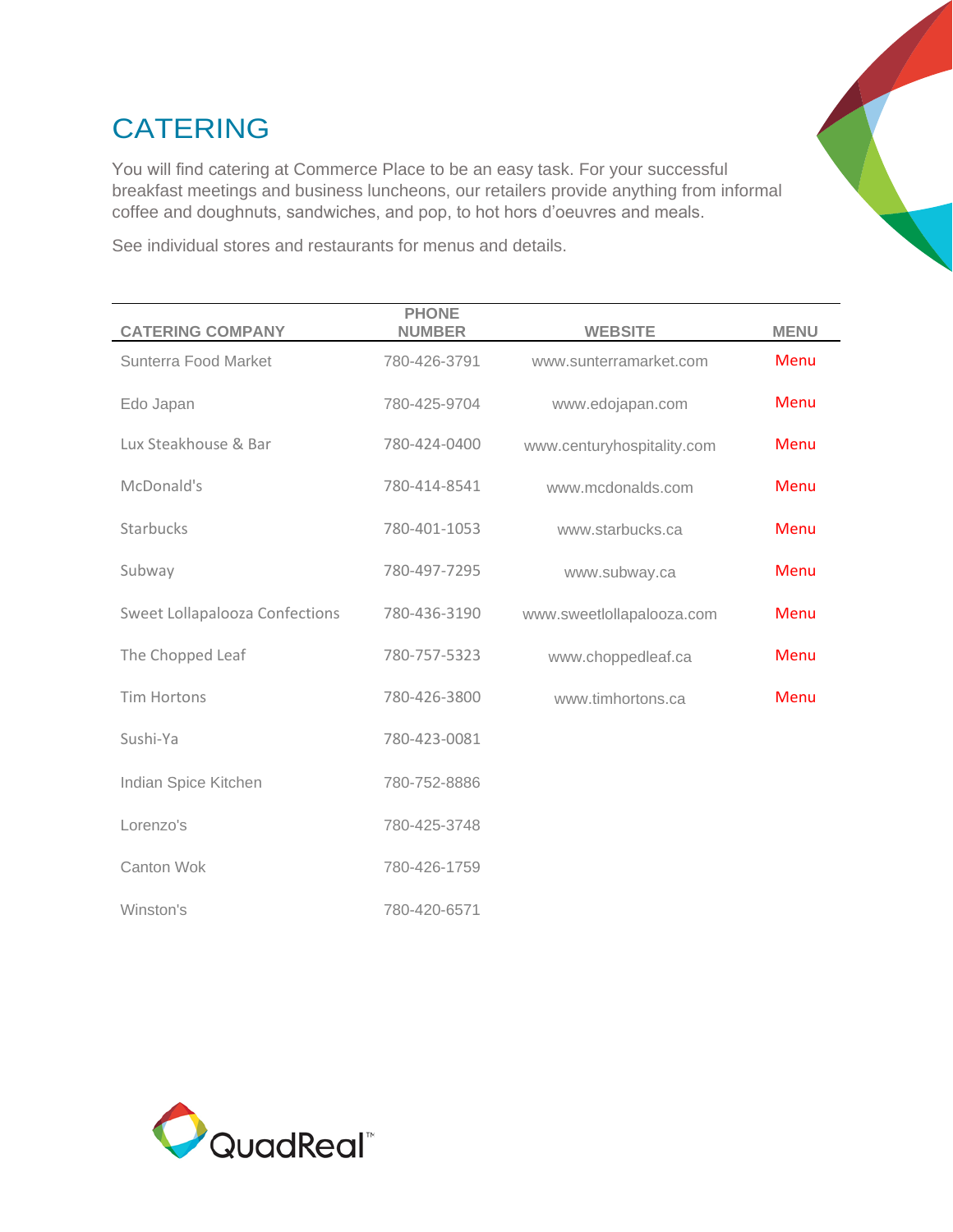# CATERING

You will find catering at Commerce Place to be an easy task. For your successful breakfast meetings and business luncheons, our retailers provide anything from informal coffee and doughnuts, sandwiches, and pop, to hot hors d'oeuvres and meals.

See individual stores and restaurants for menus and details.

| CATERING COMPANY | PHONE NUMBER | WEBSITE | MENU |
|---|---|---|---|
| Sunterra Food Market | 780-426-3791 | www.sunterramarket.com | Menu |
| Edo Japan | 780-425-9704 | www.edojapan.com | Menu |
| Lux Steakhouse & Bar | 780-424-0400 | www.centuryhospitality.com | Menu |
| McDonald's | 780-414-8541 | www.mcdonalds.com | Menu |
| Starbucks | 780-401-1053 | www.starbucks.ca | Menu |
| Subway | 780-497-7295 | www.subway.ca | Menu |
| Sweet Lollapalooza Confections | 780-436-3190 | www.sweetlollapalooza.com | Menu |
| The Chopped Leaf | 780-757-5323 | www.choppedleaf.ca | Menu |
| Tim Hortons | 780-426-3800 | www.timhortons.ca | Menu |
| Sushi-Ya | 780-423-0081 | | |
| Indian Spice Kitchen | 780-752-8886 | | |
| Lorenzo's | 780-425-3748 | | |
| Canton Wok | 780-426-1759 | | |
| Winston's | 780-420-6571 | | |

QuadReal™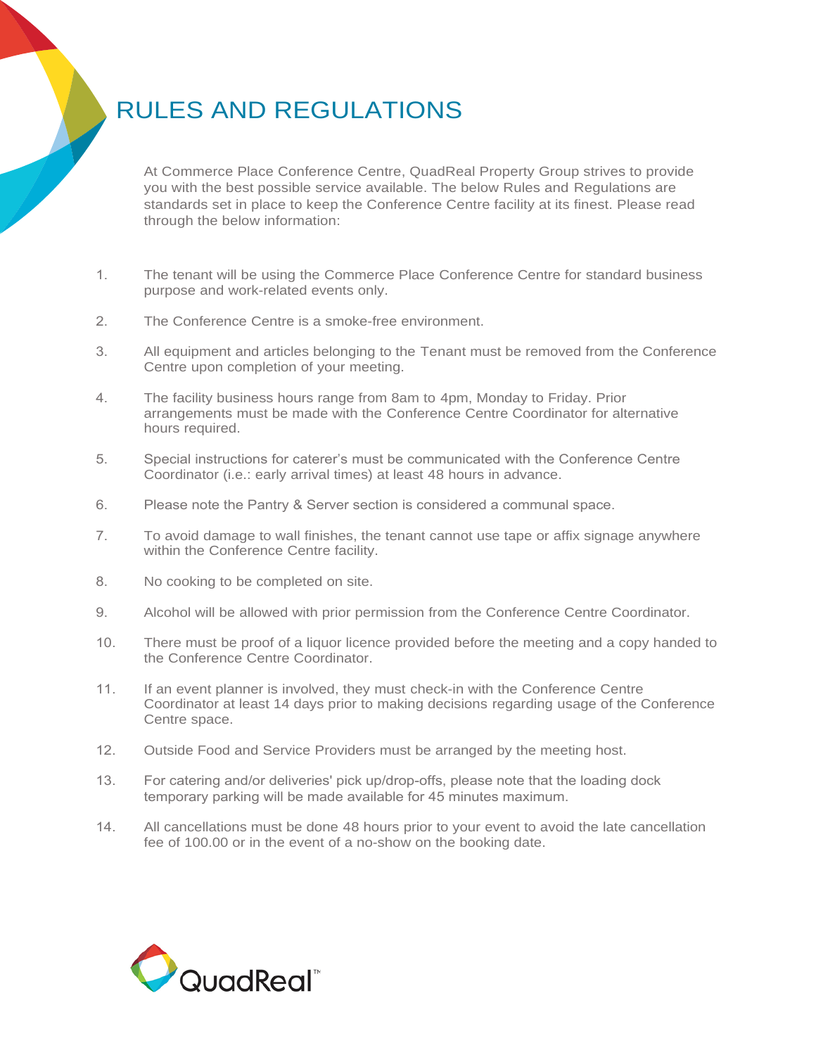# RULES AND REGULATIONS

At Commerce Place Conference Centre, QuadReal Property Group strives to provide you with the best possible service available. The below Rules and Regulations are standards set in place to keep the Conference Centre facility at its finest. Please read through the below information:

1. The tenant will be using the Commerce Place Conference Centre for standard business purpose and work-related events only.
2. The Conference Centre is a smoke-free environment.
3. All equipment and articles belonging to the Tenant must be removed from the Conference Centre upon completion of your meeting.
4. The facility business hours range from 8am to 4pm, Monday to Friday. Prior arrangements must be made with the Conference Centre Coordinator for alternative hours required.
5. Special instructions for caterer's must be communicated with the Conference Centre Coordinator (i.e.: early arrival times) at least 48 hours in advance.
6. Please note the Pantry & Server section is considered a communal space.
7. To avoid damage to wall finishes, the tenant cannot use tape or affix signage anywhere within the Conference Centre facility.
8. No cooking to be completed on site.
9. Alcohol will be allowed with prior permission from the Conference Centre Coordinator.
10. There must be proof of a liquor licence provided before the meeting and a copy handed to the Conference Centre Coordinator.
11. If an event planner is involved, they must check-in with the Conference Centre Coordinator at least 14 days prior to making decisions regarding usage of the Conference Centre space.
12. Outside Food and Service Providers must be arranged by the meeting host.
13. For catering and/or deliveries' pick up/drop-offs, please note that the loading dock temporary parking will be made available for 45 minutes maximum.
14. All cancellations must be done 48 hours prior to your event to avoid the late cancellation fee of 100.00 or in the event of a no-show on the booking date.

QuadReal™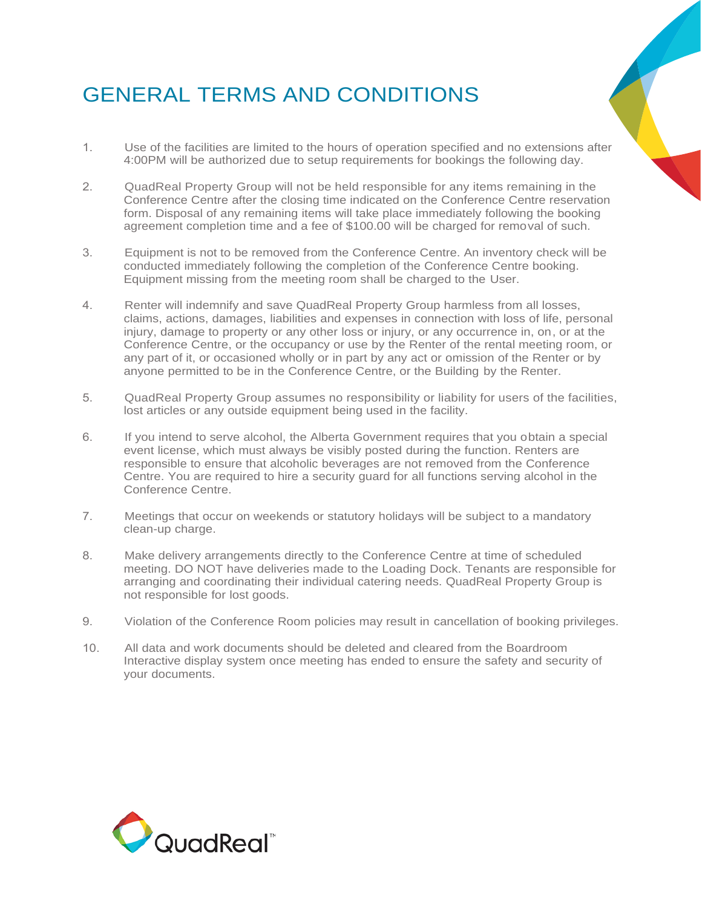# GENERAL TERMS AND CONDITIONS

1. Use of the facilities are limited to the hours of operation specified and no extensions after 4:00PM will be authorized due to setup requirements for bookings the following day.

2. QuadReal Property Group will not be held responsible for any items remaining in the Conference Centre after the closing time indicated on the Conference Centre reservation form. Disposal of any remaining items will take place immediately following the booking agreement completion time and a fee of $100.00 will be charged for removal of such.

3. Equipment is not to be removed from the Conference Centre. An inventory check will be conducted immediately following the completion of the Conference Centre booking. Equipment missing from the meeting room shall be charged to the User.

4. Renter will indemnify and save QuadReal Property Group harmless from all losses, claims, actions, damages, liabilities and expenses in connection with loss of life, personal injury, damage to property or any other loss or injury, or any occurrence in, on, or at the Conference Centre, or the occupancy or use by the Renter of the rental meeting room, or any part of it, or occasioned wholly or in part by any act or omission of the Renter or by anyone permitted to be in the Conference Centre, or the Building by the Renter.

5. QuadReal Property Group assumes no responsibility or liability for users of the facilities, lost articles or any outside equipment being used in the facility.

6. If you intend to serve alcohol, the Alberta Government requires that you obtain a special event license, which must always be visibly posted during the function. Renters are responsible to ensure that alcoholic beverages are not removed from the Conference Centre. You are required to hire a security guard for all functions serving alcohol in the Conference Centre.

7. Meetings that occur on weekends or statutory holidays will be subject to a mandatory clean-up charge.

8. Make delivery arrangements directly to the Conference Centre at time of scheduled meeting. DO NOT have deliveries made to the Loading Dock. Tenants are responsible for arranging and coordinating their individual catering needs. QuadReal Property Group is not responsible for lost goods.

9. Violation of the Conference Room policies may result in cancellation of booking privileges.

10. All data and work documents should be deleted and cleared from the Boardroom Interactive display system once meeting has ended to ensure the safety and security of your documents.

QuadReal™